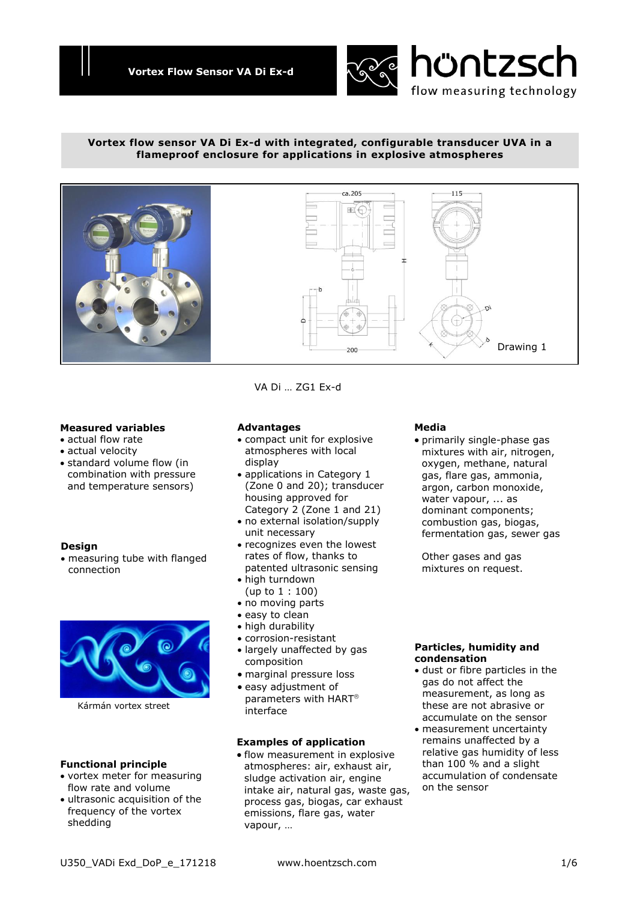# Vortex Flow Sensor VA Di Ex-d

höntzsch flow measuring technology

**Vortex flow sensor VA Di Ex-d with integrated, configurable transducer UVA in a flameproof enclosure for applications in explosive atmospheres**

Drawing 1

VA Di … ZG1 Ex-d

## Measured variables

- actual flow rate
- actual velocity
- standard volume flow (in combination with pressure and temperature sensors)

## Design

- measuring tube with flanged connection

Kármán vortex street

## Functional principle

- vortex meter for measuring flow rate and volume
- ultrasonic acquisition of the frequency of the vortex shedding

## Advantages

- compact unit for explosive atmospheres with local display
- applications in Category 1 (Zone 0 and 20); transducer housing approved for Category 2 (Zone 1 and 21)
- no external isolation/supply unit necessary
- recognizes even the lowest rates of flow, thanks to patented ultrasonic sensing
- high turndown (up to 1 : 100)
- no moving parts
- easy to clean
- high durability
- corrosion-resistant
- largely unaffected by gas composition
- marginal pressure loss
- easy adjustment of parameters with HART® interface

## Examples of application

- flow measurement in explosive atmospheres: air, exhaust air, sludge activation air, engine intake air, natural gas, waste gas, process gas, biogas, car exhaust emissions, flare gas, water vapour, …

## Media

- primarily single-phase gas mixtures with air, nitrogen, oxygen, methane, natural gas, flare gas, ammonia, argon, carbon monoxide, water vapour, ... as dominant components; combustion gas, biogas, fermentation gas, sewer gas

Other gases and gas mixtures on request.

## Particles, humidity and condensation

- dust or fibre particles in the gas do not affect the measurement, as long as these are not abrasive or accumulate on the sensor
- measurement uncertainty remains unaffected by a relative gas humidity of less than 100 % and a slight accumulation of condensate on the sensor

U350_VADi Exd_DoP_e_171218 www.hoentzsch.com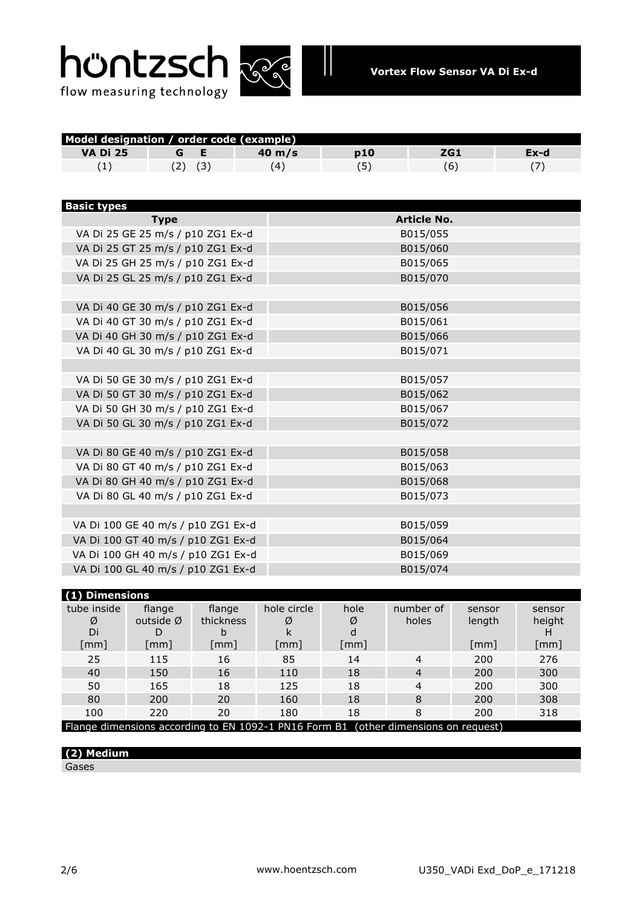## Model designation / order code (example)

| VA Di 25 | G E | 40 m/s | p10 | ZG1 | Ex-d |
|---|---|---|---|---|---|
| (1) | (2) (3) | (4) | (5) | (6) | (7) |

## Basic types

| Type | Article No. |
|---|---|
| VA Di 25 GE 25 m/s / p10 ZG1 Ex-d | B015/055 |
| VA Di 25 GT 25 m/s / p10 ZG1 Ex-d | B015/060 |
| VA Di 25 GH 25 m/s / p10 ZG1 Ex-d | B015/065 |
| VA Di 25 GL 25 m/s / p10 ZG1 Ex-d | B015/070 |
| | |
| VA Di 40 GE 30 m/s / p10 ZG1 Ex-d | B015/056 |
| VA Di 40 GT 30 m/s / p10 ZG1 Ex-d | B015/061 |
| VA Di 40 GH 30 m/s / p10 ZG1 Ex-d | B015/066 |
| VA Di 40 GL 30 m/s / p10 ZG1 Ex-d | B015/071 |
| | |
| VA Di 50 GE 30 m/s / p10 ZG1 Ex-d | B015/057 |
| VA Di 50 GT 30 m/s / p10 ZG1 Ex-d | B015/062 |
| VA Di 50 GH 30 m/s / p10 ZG1 Ex-d | B015/067 |
| VA Di 50 GL 30 m/s / p10 ZG1 Ex-d | B015/072 |
| | |
| VA Di 80 GE 40 m/s / p10 ZG1 Ex-d | B015/058 |
| VA Di 80 GT 40 m/s / p10 ZG1 Ex-d | B015/063 |
| VA Di 80 GH 40 m/s / p10 ZG1 Ex-d | B015/068 |
| VA Di 80 GL 40 m/s / p10 ZG1 Ex-d | B015/073 |
| | |
| VA Di 100 GE 40 m/s / p10 ZG1 Ex-d | B015/059 |
| VA Di 100 GT 40 m/s / p10 ZG1 Ex-d | B015/064 |
| VA Di 100 GH 40 m/s / p10 ZG1 Ex-d | B015/069 |
| VA Di 100 GL 40 m/s / p10 ZG1 Ex-d | B015/074 |

## (1) Dimensions

| tube inside Ø Di [mm] | flange outside Ø D [mm] | flange thickness b [mm] | hole circle Ø k [mm] | hole Ø d [mm] | number of holes | sensor length [mm] | sensor height H [mm] |
|---|---|---|---|---|---|---|---|
| 25 | 115 | 16 | 85 | 14 | 4 | 200 | 276 |
| 40 | 150 | 16 | 110 | 18 | 4 | 200 | 300 |
| 50 | 165 | 18 | 125 | 18 | 4 | 200 | 300 |
| 80 | 200 | 20 | 160 | 18 | 8 | 200 | 308 |
| 100 | 220 | 20 | 180 | 18 | 8 | 200 | 318 |

Flange dimensions according to EN 1092-1 PN16 Form B1 (other dimensions on request)

## (2) Medium

Gases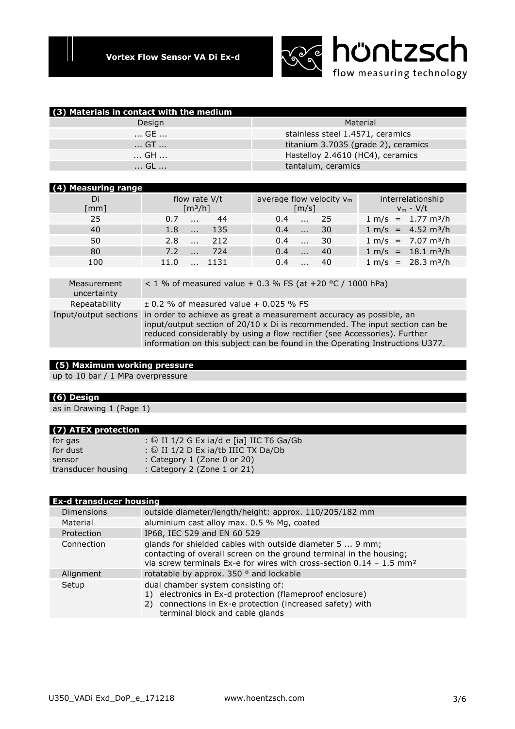## (3) Materials in contact with the medium

| Design | Material |
|---|---|
| ... GE ... | stainless steel 1.4571, ceramics |
| ... GT ... | titanium 3.7035 (grade 2), ceramics |
| ... GH ... | Hastelloy 2.4610 (HC4), ceramics |
| ... GL ... | tantalum, ceramics |

## (4) Measuring range

| Di [mm] | flow rate V/t [m³/h] | average flow velocity $v_m$ [m/s] | interrelationship $v_m$ - V/t |
|---|---|---|---|
| 25 | 0.7 ... 44 | 0.4 ... 25 | 1 m/s = 1.77 m³/h |
| 40 | 1.8 ... 135 | 0.4 ... 30 | 1 m/s = 4.52 m³/h |
| 50 | 2.8 ... 212 | 0.4 ... 30 | 1 m/s = 7.07 m³/h |
| 80 | 7.2 ... 724 | 0.4 ... 40 | 1 m/s = 18.1 m³/h |
| 100 | 11.0 ... 1131 | 0.4 ... 40 | 1 m/s = 28.3 m³/h |

| | |
|---|---|
| Measurement uncertainty | < 1 % of measured value + 0.3 % FS (at +20 °C / 1000 hPa) |
| Repeatability | ± 0.2 % of measured value + 0.025 % FS |
| Input/output sections | in order to achieve as great a measurement accuracy as possible, an input/output section of 20/10 x Di is recommended. The input section can be reduced considerably by using a flow rectifier (see Accessories). Further information on this subject can be found in the Operating Instructions U377. |

## (5) Maximum working pressure

up to 10 bar / 1 MPa overpressure

## (6) Design

as in Drawing 1 (Page 1)

## (7) ATEX protection

| | |
|---|---|
| for gas | : ⟨Ex⟩ II 1/2 G Ex ia/d e [ia] IIC T6 Ga/Gb |
| for dust | : ⟨Ex⟩ II 1/2 D Ex ia/tb IIIC TX Da/Db |
| sensor | : Category 1 (Zone 0 or 20) |
| transducer housing | : Category 2 (Zone 1 or 21) |

## Ex-d transducer housing

| | |
|---|---|
| Dimensions | outside diameter/length/height: approx. 110/205/182 mm |
| Material | aluminium cast alloy max. 0.5 % Mg, coated |
| Protection | IP68, IEC 529 and EN 60 529 |
| Connection | glands for shielded cables with outside diameter 5 ... 9 mm; contacting of overall screen on the ground terminal in the housing; via screw terminals Ex-e for wires with cross-section 0.14 – 1.5 mm² |
| Alignment | rotatable by approx. 350 ° and lockable |
| Setup | dual chamber system consisting of: 1) electronics in Ex-d protection (flameproof enclosure) 2) connections in Ex-e protection (increased safety) with terminal block and cable glands |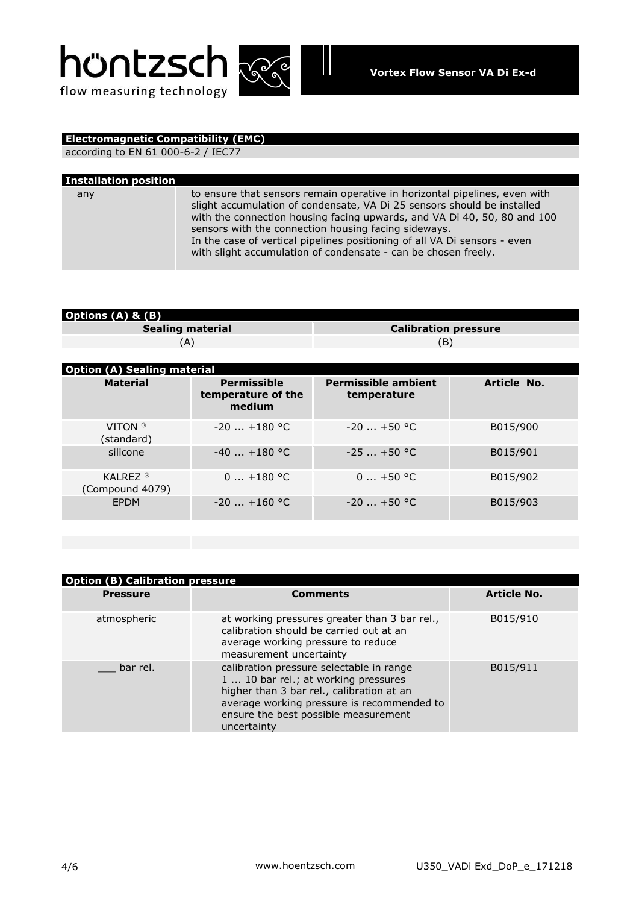## Electromagnetic Compatibility (EMC)

according to EN 61 000-6-2 / IEC77

## Installation position

| any | to ensure that sensors remain operative in horizontal pipelines, even with slight accumulation of condensate, VA Di 25 sensors should be installed with the connection housing facing upwards, and VA Di 40, 50, 80 and 100 sensors with the connection housing facing sideways.<br>In the case of vertical pipelines positioning of all VA Di sensors - even with slight accumulation of condensate - can be chosen freely. |
|---|---|

## Options (A) & (B)

| Sealing material | Calibration pressure |
|---|---|
| (A) | (B) |

## Option (A) Sealing material

| Material | Permissible temperature of the medium | Permissible ambient temperature | Article No. |
|---|---|---|---|
| VITON ® (standard) | -20 ... +180 °C | -20 ... +50 °C | B015/900 |
| silicone | -40 ... +180 °C | -25 ... +50 °C | B015/901 |
| KALREZ ® (Compound 4079) | 0 ... +180 °C | 0 ... +50 °C | B015/902 |
| EPDM | -20 ... +160 °C | -20 ... +50 °C | B015/903 |

## Option (B) Calibration pressure

| Pressure | Comments | Article No. |
|---|---|---|
| atmospheric | at working pressures greater than 3 bar rel., calibration should be carried out at an average working pressure to reduce measurement uncertainty | B015/910 |
| ___ bar rel. | calibration pressure selectable in range 1 ... 10 bar rel.; at working pressures higher than 3 bar rel., calibration at an average working pressure is recommended to ensure the best possible measurement uncertainty | B015/911 |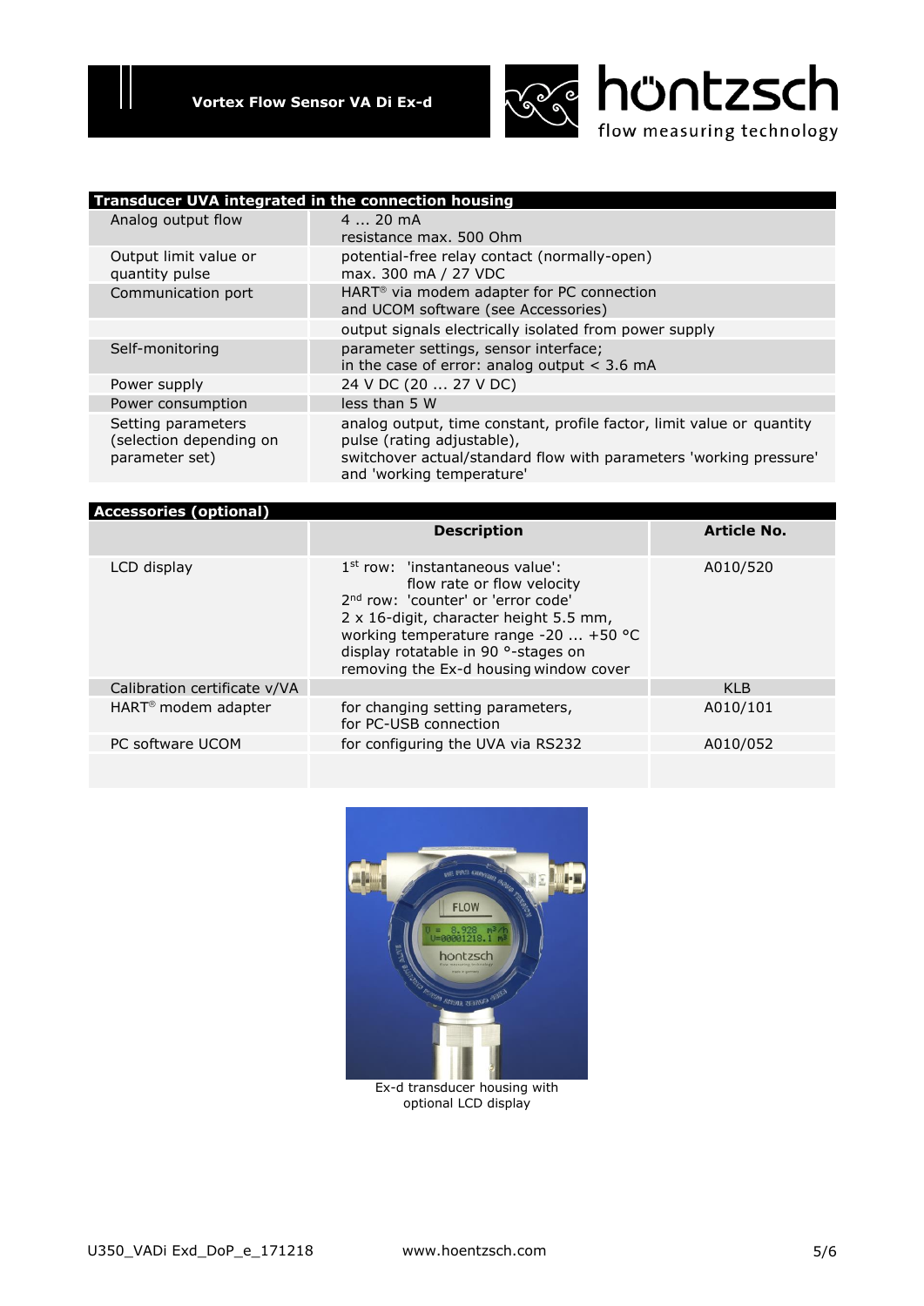## Transducer UVA integrated in the connection housing

| | |
|---|---|
| Analog output flow | 4 ... 20 mA<br>resistance max. 500 Ohm |
| Output limit value or quantity pulse | potential-free relay contact (normally-open)<br>max. 300 mA / 27 VDC |
| Communication port | HART® via modem adapter for PC connection<br>and UCOM software (see Accessories) |
| | output signals electrically isolated from power supply |
| Self-monitoring | parameter settings, sensor interface;<br>in the case of error: analog output < 3.6 mA |
| Power supply | 24 V DC (20 ... 27 V DC) |
| Power consumption | less than 5 W |
| Setting parameters (selection depending on parameter set) | analog output, time constant, profile factor, limit value or quantity pulse (rating adjustable),<br>switchover actual/standard flow with parameters 'working pressure' and 'working temperature' |

## Accessories (optional)

| | Description | Article No. |
|---|---|---|
| LCD display | 1st row: 'instantaneous value':<br>flow rate or flow velocity<br>2nd row: 'counter' or 'error code'<br>2 x 16-digit, character height 5.5 mm,<br>working temperature range -20 ... +50 °C<br>display rotatable in 90 °-stages on removing the Ex-d housing window cover | A010/520 |
| Calibration certificate v/VA | | KLB |
| HART® modem adapter | for changing setting parameters,<br>for PC-USB connection | A010/101 |
| PC software UCOM | for configuring the UVA via RS232 | A010/052 |
| | | |

Ex-d transducer housing with optional LCD display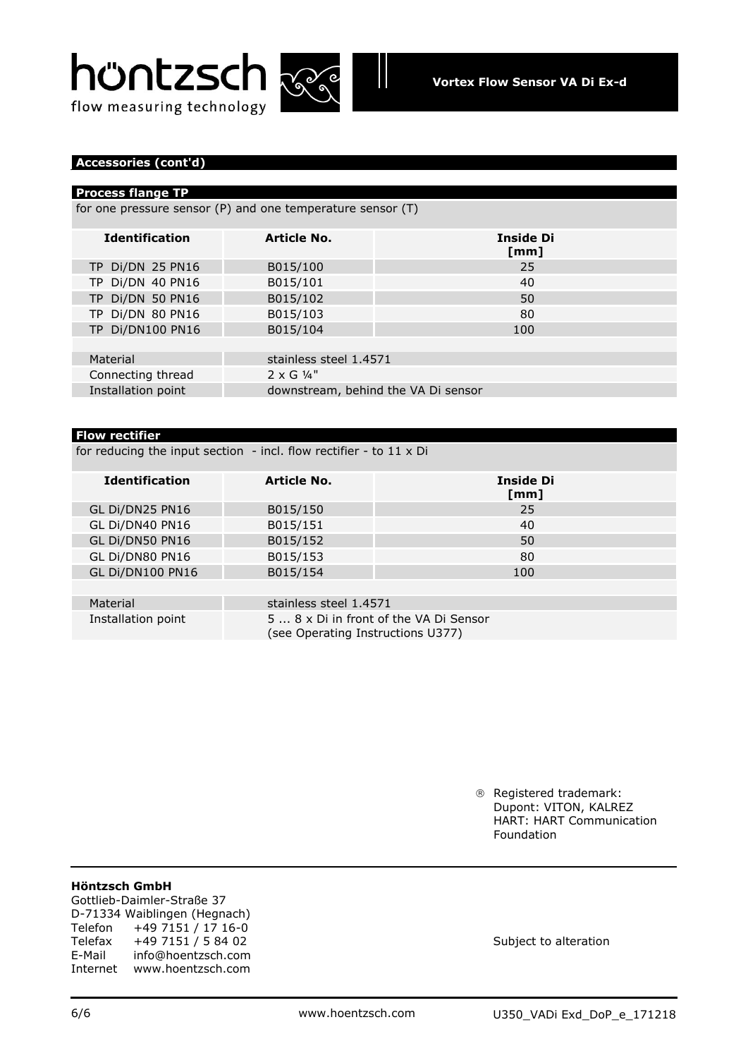## Accessories (cont'd)

### Process flange TP

for one pressure sensor (P) and one temperature sensor (T)

| Identification | Article No. | Inside Di [mm] |
|---|---|---|
| TP Di/DN 25 PN16 | B015/100 | 25 |
| TP Di/DN 40 PN16 | B015/101 | 40 |
| TP Di/DN 50 PN16 | B015/102 | 50 |
| TP Di/DN 80 PN16 | B015/103 | 80 |
| TP Di/DN100 PN16 | B015/104 | 100 |
| | | |
| Material | stainless steel 1.4571 | |
| Connecting thread | 2 x G ¼" | |
| Installation point | downstream, behind the VA Di sensor | |

### Flow rectifier

for reducing the input section - incl. flow rectifier - to 11 x Di

| Identification | Article No. | Inside Di [mm] |
|---|---|---|
| GL Di/DN25 PN16 | B015/150 | 25 |
| GL Di/DN40 PN16 | B015/151 | 40 |
| GL Di/DN50 PN16 | B015/152 | 50 |
| GL Di/DN80 PN16 | B015/153 | 80 |
| GL Di/DN100 PN16 | B015/154 | 100 |
| | | |
| Material | stainless steel 1.4571 | |
| Installation point | 5 ... 8 x Di in front of the VA Di Sensor (see Operating Instructions U377) | |

® Registered trademark:
Dupont: VITON, KALREZ
HART: HART Communication Foundation

**Höntzsch GmbH**
Gottlieb-Daimler-Straße 37
D-71334 Waiblingen (Hegnach)
Telefon +49 7151 / 17 16-0
Telefax +49 7151 / 5 84 02
E-Mail info@hoentzsch.com
Internet www.hoentzsch.com

Subject to alteration